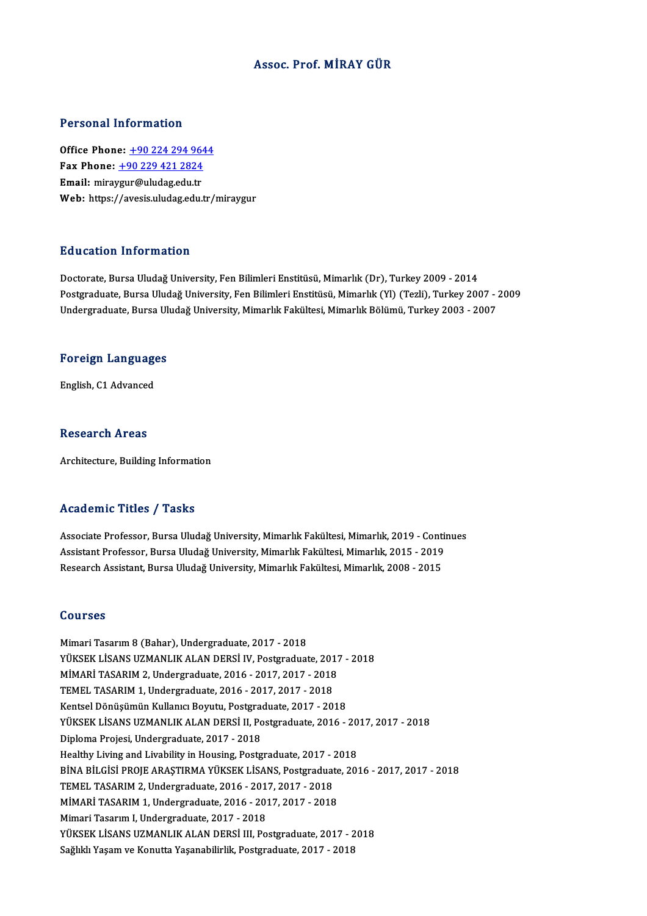# Assoc. Prof. MİRAY GÜR

## Personal Information

**Office Phone:** +90 224 294 9644
**Fax Phone:** +90 229 421 2824
**Email:** miraygur@uludag.edu.tr
**Web:** https://avesis.uludag.edu.tr/miraygur

## Education Information

Doctorate, Bursa Uludağ University, Fen Bilimleri Enstitüsü, Mimarlık (Dr), Turkey 2009 - 2014
Postgraduate, Bursa Uludağ University, Fen Bilimleri Enstitüsü, Mimarlık (Yl) (Tezli), Turkey 2007 - 2009
Undergraduate, Bursa Uludağ University, Mimarlık Fakültesi, Mimarlık Bölümü, Turkey 2003 - 2007

## Foreign Languages

English, C1 Advanced

## Research Areas

Architecture, Building Information

## Academic Titles / Tasks

Associate Professor, Bursa Uludağ University, Mimarlık Fakültesi, Mimarlık, 2019 - Continues
Assistant Professor, Bursa Uludağ University, Mimarlık Fakültesi, Mimarlık, 2015 - 2019
Research Assistant, Bursa Uludağ University, Mimarlık Fakültesi, Mimarlık, 2008 - 2015

## Courses

Mimari Tasarım 8 (Bahar), Undergraduate, 2017 - 2018
YÜKSEK LİSANS UZMANLIK ALAN DERSİ IV, Postgraduate, 2017 - 2018
MİMARİ TASARIM 2, Undergraduate, 2016 - 2017, 2017 - 2018
TEMEL TASARIM 1, Undergraduate, 2016 - 2017, 2017 - 2018
Kentsel Dönüşümün Kullanıcı Boyutu, Postgraduate, 2017 - 2018
YÜKSEK LİSANS UZMANLIK ALAN DERSİ II, Postgraduate, 2016 - 2017, 2017 - 2018
Diploma Projesi, Undergraduate, 2017 - 2018
Healthy Living and Livability in Housing, Postgraduate, 2017 - 2018
BİNA BİLGİSİ PROJE ARAŞTIRMA YÜKSEK LİSANS, Postgraduate, 2016 - 2017, 2017 - 2018
TEMEL TASARIM 2, Undergraduate, 2016 - 2017, 2017 - 2018
MİMARİ TASARIM 1, Undergraduate, 2016 - 2017, 2017 - 2018
Mimari Tasarım I, Undergraduate, 2017 - 2018
YÜKSEK LİSANS UZMANLIK ALAN DERSİ III, Postgraduate, 2017 - 2018
Sağlıklı Yaşam ve Konutta Yaşanabilirlik, Postgraduate, 2017 - 2018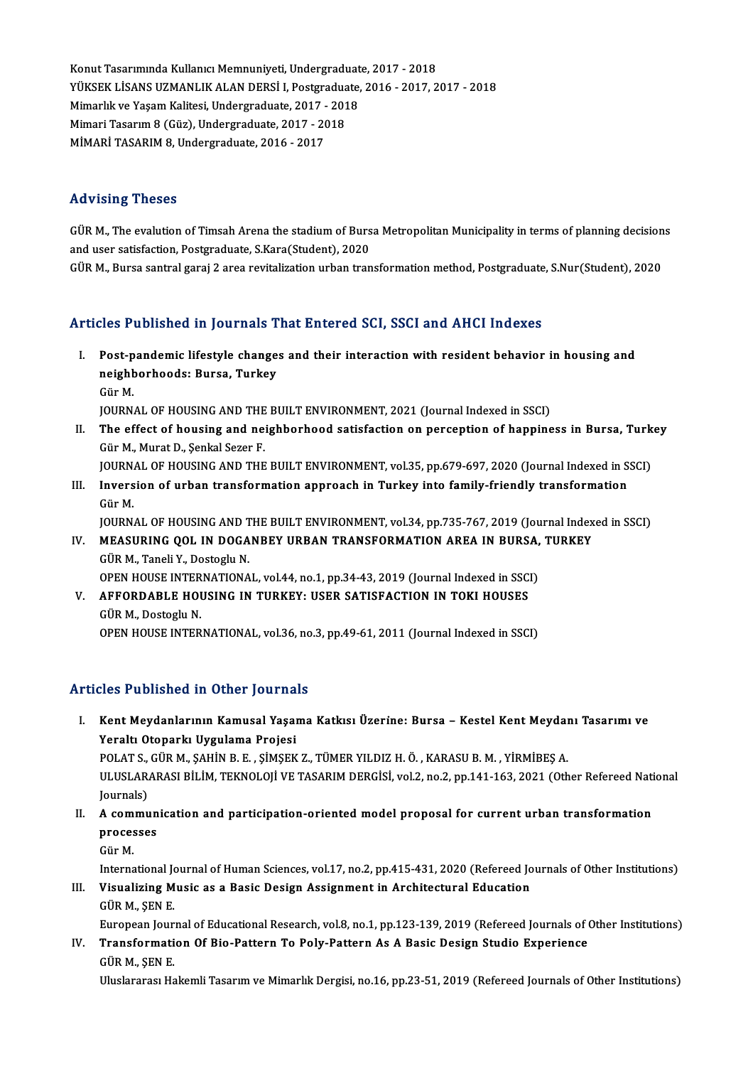Konut Tasarımında Kullanıcı Memnuniyeti, Undergraduate, 2017 - 2018
YÜKSEK LİSANS UZMANLIK ALAN DERSİ I, Postgraduate, 2016 - 2017, 2017 - 2018
Mimarlık ve Yaşam Kalitesi, Undergraduate, 2017 - 2018
Mimari Tasarım 8 (Güz), Undergraduate, 2017 - 2018
MİMARİ TASARIM 8, Undergraduate, 2016 - 2017

## Advising Theses

GÜR M., The evalution of Timsah Arena the stadium of Bursa Metropolitan Municipality in terms of planning decisions and user satisfaction, Postgraduate, S.Kara(Student), 2020
GÜR M., Bursa santral garaj 2 area revitalization urban transformation method, Postgraduate, S.Nur(Student), 2020

## Articles Published in Journals That Entered SCI, SSCI and AHCI Indexes

I. **Post-pandemic lifestyle changes and their interaction with resident behavior in housing and neighborhoods: Bursa, Turkey**
Gür M.
JOURNAL OF HOUSING AND THE BUILT ENVIRONMENT, 2021 (Journal Indexed in SSCI)

II. **The effect of housing and neighborhood satisfaction on perception of happiness in Bursa, Turkey**
Gür M., Murat D., Şenkal Sezer F.
JOURNAL OF HOUSING AND THE BUILT ENVIRONMENT, vol.35, pp.679-697, 2020 (Journal Indexed in SSCI)

III. **Inversion of urban transformation approach in Turkey into family-friendly transformation**
Gür M.
JOURNAL OF HOUSING AND THE BUILT ENVIRONMENT, vol.34, pp.735-767, 2019 (Journal Indexed in SSCI)

IV. **MEASURING QOL IN DOGANBEY URBAN TRANSFORMATION AREA IN BURSA, TURKEY**
GÜR M., Taneli Y., Dostoglu N.
OPEN HOUSE INTERNATIONAL, vol.44, no.1, pp.34-43, 2019 (Journal Indexed in SSCI)

V. **AFFORDABLE HOUSING IN TURKEY: USER SATISFACTION IN TOKI HOUSES**
GÜR M., Dostoglu N.
OPEN HOUSE INTERNATIONAL, vol.36, no.3, pp.49-61, 2011 (Journal Indexed in SSCI)

## Articles Published in Other Journals

I. **Kent Meydanlarının Kamusal Yaşama Katkısı Üzerine: Bursa – Kestel Kent Meydanı Tasarımı ve Yeraltı Otoparkı Uygulama Projesi**
POLAT S., GÜR M., ŞAHİN B. E. , ŞİMŞEK Z., TÜMER YILDIZ H. Ö. , KARASU B. M. , YİRMİBEŞ A.
ULUSLARARASI BİLİM, TEKNOLOJİ VE TASARIM DERGİSİ, vol.2, no.2, pp.141-163, 2021 (Other Refereed National Journals)

II. **A communication and participation-oriented model proposal for current urban transformation processes**
Gür M.
International Journal of Human Sciences, vol.17, no.2, pp.415-431, 2020 (Refereed Journals of Other Institutions)

III. **Visualizing Music as a Basic Design Assignment in Architectural Education**
GÜR M., ŞEN E.
European Journal of Educational Research, vol.8, no.1, pp.123-139, 2019 (Refereed Journals of Other Institutions)

IV. **Transformation Of Bio-Pattern To Poly-Pattern As A Basic Design Studio Experience**
GÜR M., ŞEN E.
Uluslararası Hakemli Tasarım ve Mimarlık Dergisi, no.16, pp.23-51, 2019 (Refereed Journals of Other Institutions)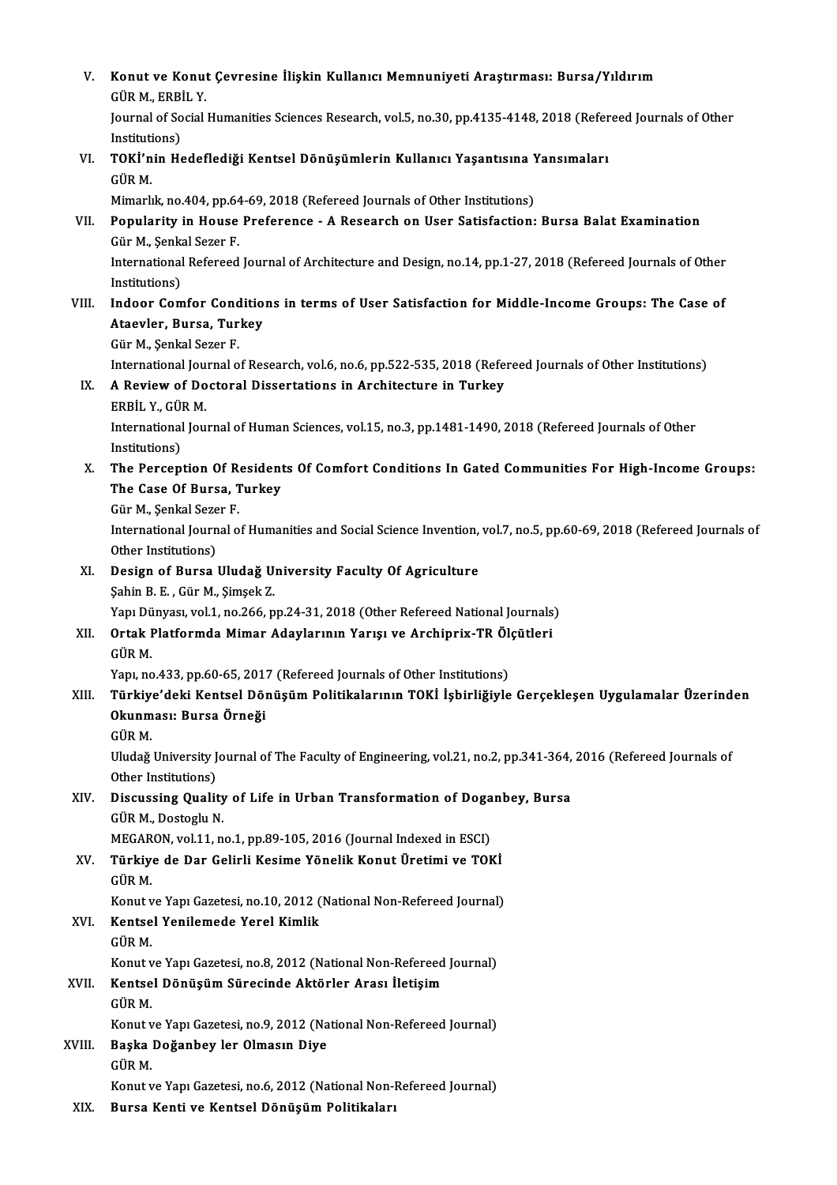V. **Konut ve Konut Çevresine İlişkin Kullanıcı Memnuniyeti Araştırması: Bursa/Yıldırım**
GÜR M., ERBİL Y.
Journal of Social Humanities Sciences Research, vol.5, no.30, pp.4135-4148, 2018 (Refereed Journals of Other Institutions)

VI. **TOKİ'nin Hedeflediği Kentsel Dönüşümlerin Kullanıcı Yaşantısına Yansımaları**
GÜR M.
Mimarlık, no.404, pp.64-69, 2018 (Refereed Journals of Other Institutions)

VII. **Popularity in House Preference - A Research on User Satisfaction: Bursa Balat Examination**
Gür M., Şenkal Sezer F.
International Refereed Journal of Architecture and Design, no.14, pp.1-27, 2018 (Refereed Journals of Other Institutions)

VIII. **Indoor Comfor Conditions in terms of User Satisfaction for Middle-Income Groups: The Case of Ataevler, Bursa, Turkey**
Gür M., Şenkal Sezer F.
International Journal of Research, vol.6, no.6, pp.522-535, 2018 (Refereed Journals of Other Institutions)

IX. **A Review of Doctoral Dissertations in Architecture in Turkey**
ERBİL Y., GÜR M.
International Journal of Human Sciences, vol.15, no.3, pp.1481-1490, 2018 (Refereed Journals of Other Institutions)

X. **The Perception Of Residents Of Comfort Conditions In Gated Communities For High-Income Groups: The Case Of Bursa, Turkey**
Gür M., Şenkal Sezer F.
International Journal of Humanities and Social Science Invention, vol.7, no.5, pp.60-69, 2018 (Refereed Journals of Other Institutions)

XI. **Design of Bursa Uludağ University Faculty Of Agriculture**
Şahin B. E. , Gür M., Şimşek Z.
Yapı Dünyası, vol.1, no.266, pp.24-31, 2018 (Other Refereed National Journals)

XII. **Ortak Platformda Mimar Adaylarının Yarışı ve Archiprix-TR Ölçütleri**
GÜR M.
Yapı, no.433, pp.60-65, 2017 (Refereed Journals of Other Institutions)

XIII. **Türkiye'deki Kentsel Dönüşüm Politikalarının TOKİ İşbirliğiyle Gerçekleşen Uygulamalar Üzerinden Okunması: Bursa Örneği**
GÜR M.
Uludağ University Journal of The Faculty of Engineering, vol.21, no.2, pp.341-364, 2016 (Refereed Journals of Other Institutions)

XIV. **Discussing Quality of Life in Urban Transformation of Doganbey, Bursa**
GÜR M., Dostoglu N.
MEGARON, vol.11, no.1, pp.89-105, 2016 (Journal Indexed in ESCI)

XV. **Türkiye de Dar Gelirli Kesime Yönelik Konut Üretimi ve TOKİ**
GÜR M.
Konut ve Yapı Gazetesi, no.10, 2012 (National Non-Refereed Journal)

XVI. **Kentsel Yenilemede Yerel Kimlik**
GÜR M.
Konut ve Yapı Gazetesi, no.8, 2012 (National Non-Refereed Journal)

XVII. **Kentsel Dönüşüm Sürecinde Aktörler Arası İletişim**
GÜR M.
Konut ve Yapı Gazetesi, no.9, 2012 (National Non-Refereed Journal)

XVIII. **Başka Doğanbey ler Olmasın Diye**
GÜR M.
Konut ve Yapı Gazetesi, no.6, 2012 (National Non-Refereed Journal)

XIX. **Bursa Kenti ve Kentsel Dönüşüm Politikaları**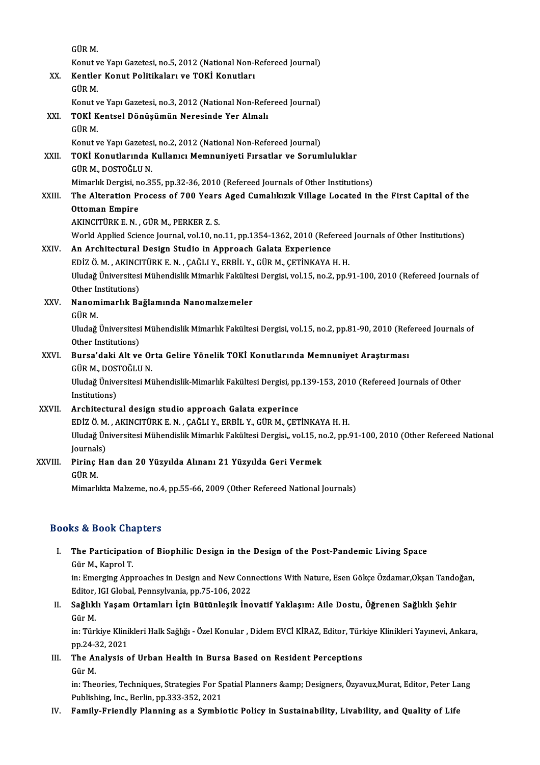GÜR M.
Konut ve Yapı Gazetesi, no.5, 2012 (National Non-Refereed Journal)

XX. **Kentler Konut Politikaları ve TOKİ Konutları**
GÜR M.
Konut ve Yapı Gazetesi, no.3, 2012 (National Non-Refereed Journal)

XXI. **TOKİ Kentsel Dönüşümün Neresinde Yer Almalı**
GÜR M.
Konut ve Yapı Gazetesi, no.2, 2012 (National Non-Refereed Journal)

XXII. **TOKİ Konutlarında Kullanıcı Memnuniyeti Fırsatlar ve Sorumluluklar**
GÜR M., DOSTOĞLU N.
Mimarlık Dergisi, no.355, pp.32-36, 2010 (Refereed Journals of Other Institutions)

XXIII. **The Alteration Process of 700 Years Aged Cumalıkızık Village Located in the First Capital of the Ottoman Empire**
AKINCITÜRK E. N. , GÜR M., PERKER Z. S.
World Applied Science Journal, vol.10, no.11, pp.1354-1362, 2010 (Refereed Journals of Other Institutions)

XXIV. **An Architectural Design Studio in Approach Galata Experience**
EDİZ Ö. M. , AKINCITÜRK E. N. , ÇAĞLI Y., ERBİL Y., GÜR M., ÇETİNKAYA H. H.
Uludağ Üniversitesi Mühendislik Mimarlık Fakültesi Dergisi, vol.15, no.2, pp.91-100, 2010 (Refereed Journals of Other Institutions)

XXV. **Nanomimarlık Bağlamında Nanomalzemeler**
GÜR M.
Uludağ Üniversitesi Mühendislik Mimarlık Fakültesi Dergisi, vol.15, no.2, pp.81-90, 2010 (Refereed Journals of Other Institutions)

XXVI. **Bursa'daki Alt ve Orta Gelire Yönelik TOKİ Konutlarında Memnuniyet Araştırması**
GÜR M., DOSTOĞLU N.
Uludağ Üniversitesi Mühendislik-Mimarlık Fakültesi Dergisi, pp.139-153, 2010 (Refereed Journals of Other Institutions)

XXVII. **Architectural design studio approach Galata experince**
EDİZ Ö. M. , AKINCITÜRK E. N. , ÇAĞLI Y., ERBİL Y., GÜR M., ÇETİNKAYA H. H.
Uludağ Üniversitesi Mühendislik Mimarlık Fakültesi Dergisi,, vol.15, no.2, pp.91-100, 2010 (Other Refereed National Journals)

XXVIII. **Pirinç Han dan 20 Yüzyılda Alınanı 21 Yüzyılda Geri Vermek**
GÜR M.
Mimarlıkta Malzeme, no.4, pp.55-66, 2009 (Other Refereed National Journals)

## Books & Book Chapters

I. **The Participation of Biophilic Design in the Design of the Post-Pandemic Living Space**
Gür M., Kaprol T.
in: Emerging Approaches in Design and New Connections With Nature, Esen Gökçe Özdamar,Okşan Tandoğan, Editor, IGI Global, Pennsylvania, pp.75-106, 2022

II. **Sağlıklı Yaşam Ortamları İçin Bütünleşik İnovatif Yaklaşım: Aile Dostu, Öğrenen Sağlıklı Şehir**
Gür M.
in: Türkiye Klinikleri Halk Sağlığı - Özel Konular , Didem EVCİ KİRAZ, Editor, Türkiye Klinikleri Yayınevi, Ankara, pp.24-32, 2021

III. **The Analysis of Urban Health in Bursa Based on Resident Perceptions**
Gür M.
in: Theories, Techniques, Strategies For Spatial Planners &amp; Designers, Özyavuz,Murat, Editor, Peter Lang Publishing, Inc., Berlin, pp.333-352, 2021

IV. **Family-Friendly Planning as a Symbiotic Policy in Sustainability, Livability, and Quality of Life**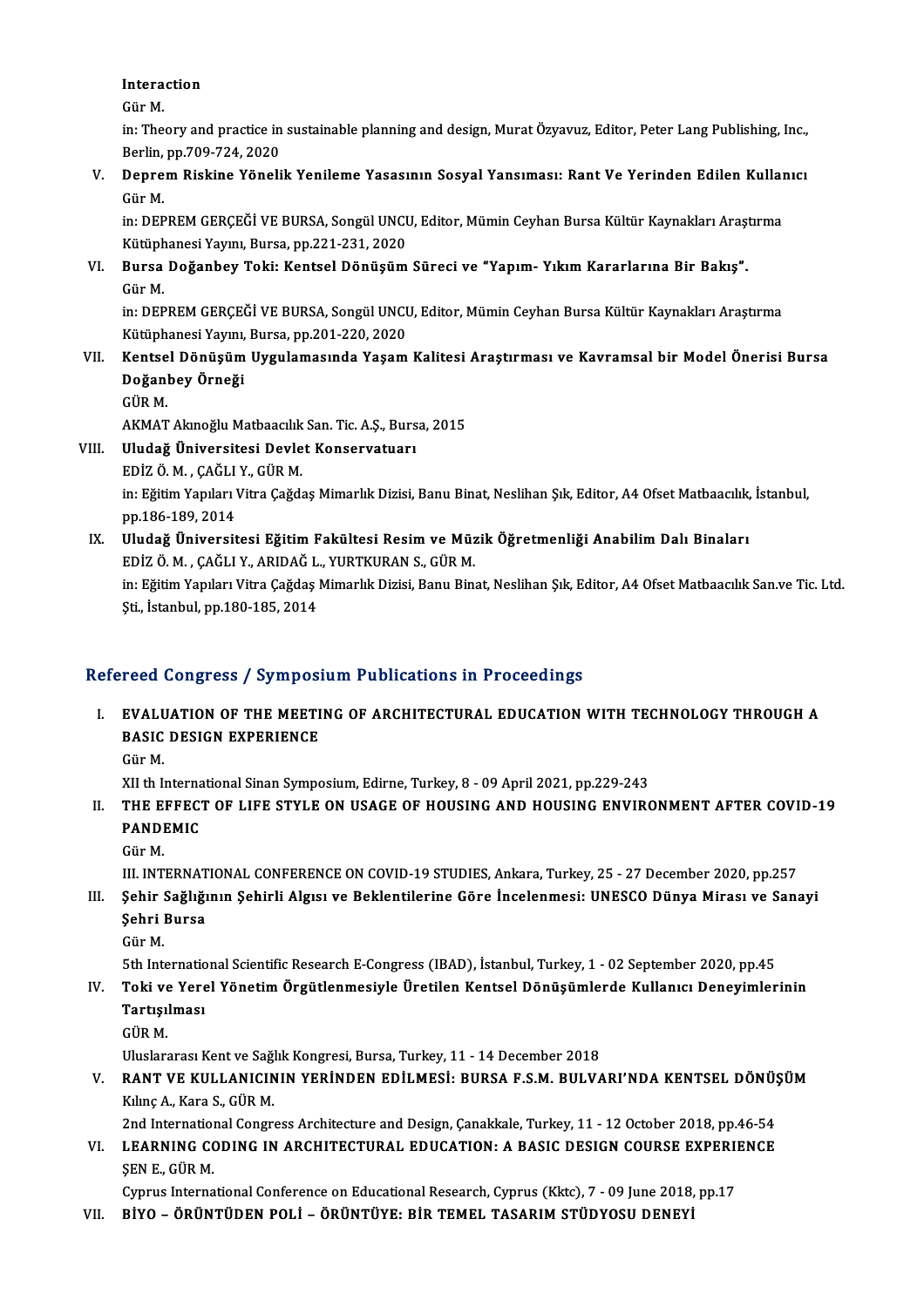**Interaction**
Gür M.
in: Theory and practice in sustainable planning and design, Murat Özyavuz, Editor, Peter Lang Publishing, Inc., Berlin, pp.709-724, 2020

V. **Deprem Riskine Yönelik Yenileme Yasasının Sosyal Yansıması: Rant Ve Yerinden Edilen Kullanıcı**
Gür M.
in: DEPREM GERÇEĞİ VE BURSA, Songül UNCU, Editor, Mümin Ceyhan Bursa Kültür Kaynakları Araştırma Kütüphanesi Yayını, Bursa, pp.221-231, 2020

VI. **Bursa Doğanbey Toki: Kentsel Dönüşüm Süreci ve "Yapım- Yıkım Kararlarına Bir Bakış".**
Gür M.
in: DEPREM GERÇEĞİ VE BURSA, Songül UNCU, Editor, Mümin Ceyhan Bursa Kültür Kaynakları Araştırma Kütüphanesi Yayını, Bursa, pp.201-220, 2020

VII. **Kentsel Dönüşüm Uygulamasında Yaşam Kalitesi Araştırması ve Kavramsal bir Model Önerisi Bursa Doğanbey Örneği**
GÜR M.
AKMAT Akınoğlu Matbaacılık San. Tic. A.Ş., Bursa, 2015

VIII. **Uludağ Üniversitesi Devlet Konservatuarı**
EDİZ Ö. M. , ÇAĞLI Y., GÜR M.
in: Eğitim Yapıları Vitra Çağdaş Mimarlık Dizisi, Banu Binat, Neslihan Şık, Editor, A4 Ofset Matbaacılık, İstanbul, pp.186-189, 2014

IX. **Uludağ Üniversitesi Eğitim Fakültesi Resim ve Müzik Öğretmenliği Anabilim Dalı Binaları**
EDİZ Ö. M. , ÇAĞLI Y., ARIDAĞ L., YURTKURAN S., GÜR M.
in: Eğitim Yapıları Vitra Çağdaş Mimarlık Dizisi, Banu Binat, Neslihan Şık, Editor, A4 Ofset Matbaacılık San.ve Tic. Ltd. Şti., İstanbul, pp.180-185, 2014

## Refereed Congress / Symposium Publications in Proceedings

I. **EVALUATION OF THE MEETING OF ARCHITECTURAL EDUCATION WITH TECHNOLOGY THROUGH A BASIC DESIGN EXPERIENCE**
Gür M.
XII th International Sinan Symposium, Edirne, Turkey, 8 - 09 April 2021, pp.229-243

II. **THE EFFECT OF LIFE STYLE ON USAGE OF HOUSING AND HOUSING ENVIRONMENT AFTER COVID-19 PANDEMIC**
Gür M.
III. INTERNATIONAL CONFERENCE ON COVID-19 STUDIES, Ankara, Turkey, 25 - 27 December 2020, pp.257

III. **Şehir Sağlığının Şehirli Algısı ve Beklentilerine Göre İncelenmesi: UNESCO Dünya Mirası ve Sanayi Şehri Bursa**
Gür M.
5th International Scientific Research E-Congress (IBAD), İstanbul, Turkey, 1 - 02 September 2020, pp.45

IV. **Toki ve Yerel Yönetim Örgütlenmesiyle Üretilen Kentsel Dönüşümlerde Kullanıcı Deneyimlerinin Tartışılması**
GÜR M.
Uluslararası Kent ve Sağlık Kongresi, Bursa, Turkey, 11 - 14 December 2018

V. **RANT VE KULLANICININ YERİNDEN EDİLMESİ: BURSA F.S.M. BULVARI'NDA KENTSEL DÖNÜŞÜM**
Kılınç A., Kara S., GÜR M.
2nd International Congress Architecture and Design, Çanakkale, Turkey, 11 - 12 October 2018, pp.46-54

VI. **LEARNING CODING IN ARCHITECTURAL EDUCATION: A BASIC DESIGN COURSE EXPERIENCE**
ŞEN E., GÜR M.
Cyprus International Conference on Educational Research, Cyprus (Kktc), 7 - 09 June 2018, pp.17

VII. **BİYO – ÖRÜNTÜDEN POLİ – ÖRÜNTÜYE: BİR TEMEL TASARIM STÜDYOSU DENEYİ**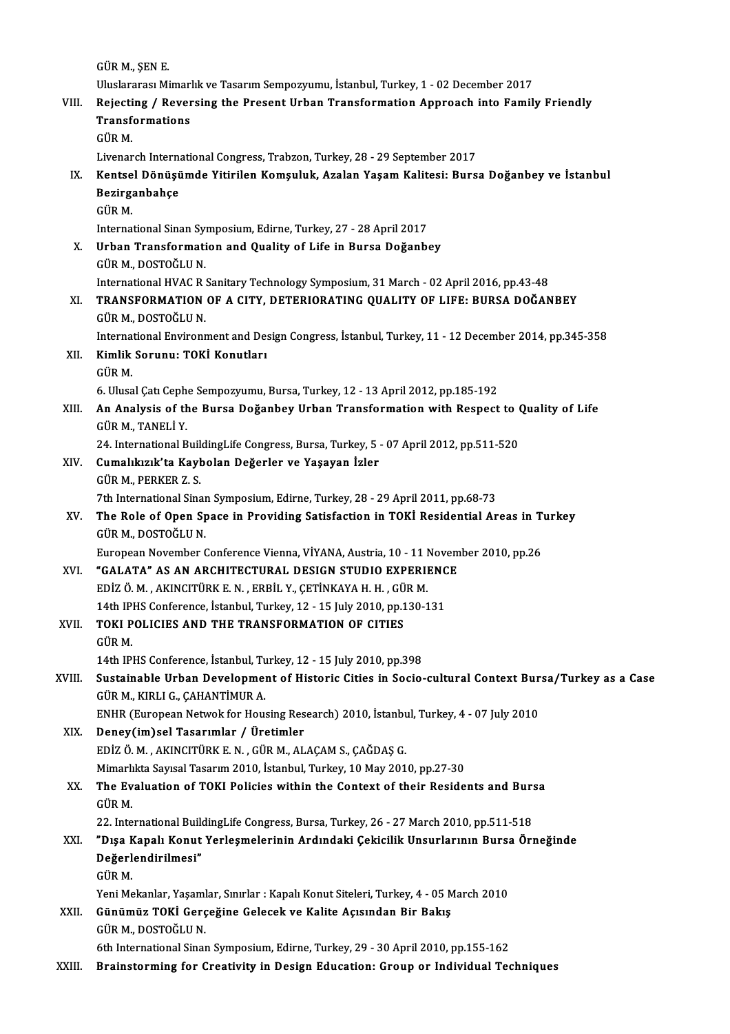GÜR M., ŞEN E.
Uluslararası Mimarlık ve Tasarım Sempozyumu, İstanbul, Turkey, 1 - 02 December 2017

VIII. **Rejecting / Reversing the Present Urban Transformation Approach into Family Friendly Transformations**
GÜR M.
Livenarch International Congress, Trabzon, Turkey, 28 - 29 September 2017

IX. **Kentsel Dönüşümde Yitirilen Komşuluk, Azalan Yaşam Kalitesi: Bursa Doğanbey ve İstanbul Bezirganbahçe**
GÜR M.
International Sinan Symposium, Edirne, Turkey, 27 - 28 April 2017

X. **Urban Transformation and Quality of Life in Bursa Doğanbey**
GÜR M., DOSTOĞLU N.
International HVAC R Sanitary Technology Symposium, 31 March - 02 April 2016, pp.43-48

XI. **TRANSFORMATION OF A CITY, DETERIORATING QUALITY OF LIFE: BURSA DOĞANBEY**
GÜR M., DOSTOĞLU N.
International Environment and Design Congress, İstanbul, Turkey, 11 - 12 December 2014, pp.345-358

XII. **Kimlik Sorunu: TOKİ Konutları**
GÜR M.
6. Ulusal Çatı Cephe Sempozyumu, Bursa, Turkey, 12 - 13 April 2012, pp.185-192

XIII. **An Analysis of the Bursa Doğanbey Urban Transformation with Respect to Quality of Life**
GÜR M., TANELİ Y.
24. International BuildingLife Congress, Bursa, Turkey, 5 - 07 April 2012, pp.511-520

XIV. **Cumalıkızık'ta Kaybolan Değerler ve Yaşayan İzler**
GÜR M., PERKER Z. S.
7th International Sinan Symposium, Edirne, Turkey, 28 - 29 April 2011, pp.68-73

XV. **The Role of Open Space in Providing Satisfaction in TOKİ Residential Areas in Turkey**
GÜR M., DOSTOĞLU N.
European November Conference Vienna, VİYANA, Austria, 10 - 11 November 2010, pp.26

XVI. **"GALATA" AS AN ARCHITECTURAL DESIGN STUDIO EXPERIENCE**
EDİZ Ö. M. , AKINCITÜRK E. N. , ERBİL Y., ÇETİNKAYA H. H. , GÜR M.
14th IPHS Conference, İstanbul, Turkey, 12 - 15 July 2010, pp.130-131

XVII. **TOKI POLICIES AND THE TRANSFORMATION OF CITIES**
GÜR M.
14th IPHS Conference, İstanbul, Turkey, 12 - 15 July 2010, pp.398

XVIII. **Sustainable Urban Development of Historic Cities in Socio-cultural Context Bursa/Turkey as a Case**
GÜR M., KIRLI G., ÇAHANTİMUR A.
ENHR (European Netwok for Housing Research) 2010, İstanbul, Turkey, 4 - 07 July 2010

XIX. **Deney(im)sel Tasarımlar / Üretimler**
EDİZ Ö. M. , AKINCITÜRK E. N. , GÜR M., ALAÇAM S., ÇAĞDAŞ G.
Mimarlıkta Sayısal Tasarım 2010, İstanbul, Turkey, 10 May 2010, pp.27-30

XX. **The Evaluation of TOKI Policies within the Context of their Residents and Bursa**
GÜR M.
22. International BuildingLife Congress, Bursa, Turkey, 26 - 27 March 2010, pp.511-518

XXI. **"Dışa Kapalı Konut Yerleşmelerinin Ardındaki Çekicilik Unsurlarının Bursa Örneğinde Değerlendirilmesi"**
GÜR M.
Yeni Mekanlar, Yaşamlar, Sınırlar : Kapalı Konut Siteleri, Turkey, 4 - 05 March 2010

XXII. **Günümüz TOKİ Gerçeğine Gelecek ve Kalite Açısından Bir Bakış**
GÜR M., DOSTOĞLU N.
6th International Sinan Symposium, Edirne, Turkey, 29 - 30 April 2010, pp.155-162

XXIII. **Brainstorming for Creativity in Design Education: Group or Individual Techniques**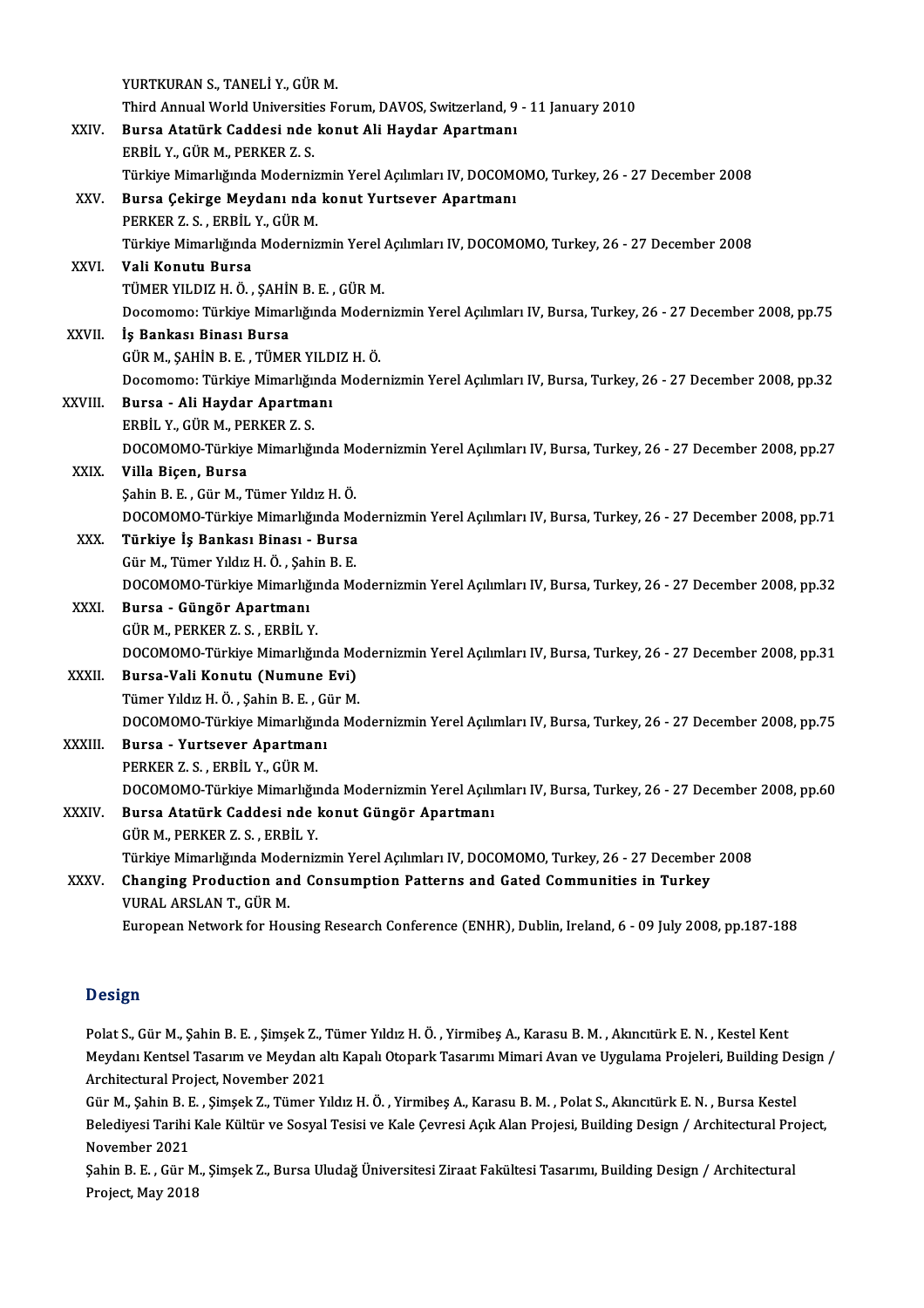YURTKURAN S., TANELİ Y., GÜR M.
Third Annual World Universities Forum, DAVOS, Switzerland, 9 - 11 January 2010

XXIV. **Bursa Atatürk Caddesi nde konut Ali Haydar Apartmanı**
ERBİL Y., GÜR M., PERKER Z. S.
Türkiye Mimarlığında Modernizmin Yerel Açılımları IV, DOCOMOMO, Turkey, 26 - 27 December 2008

XXV. **Bursa Çekirge Meydanı nda konut Yurtsever Apartmanı**
PERKER Z. S. , ERBİL Y., GÜR M.
Türkiye Mimarlığında Modernizmin Yerel Açılımları IV, DOCOMOMO, Turkey, 26 - 27 December 2008

XXVI. **Vali Konutu Bursa**
TÜMER YILDIZ H. Ö. , ŞAHİN B. E. , GÜR M.
Docomomo: Türkiye Mimarlığında Modernizmin Yerel Açılımları IV, Bursa, Turkey, 26 - 27 December 2008, pp.75

XXVII. **İş Bankası Binası Bursa**
GÜR M., ŞAHİN B. E. , TÜMER YILDIZ H. Ö.
Docomomo: Türkiye Mimarlığında Modernizmin Yerel Açılımları IV, Bursa, Turkey, 26 - 27 December 2008, pp.32

XXVIII. **Bursa - Ali Haydar Apartmanı**
ERBİL Y., GÜR M., PERKER Z. S.
DOCOMOMO-Türkiye Mimarlığında Modernizmin Yerel Açılımları IV, Bursa, Turkey, 26 - 27 December 2008, pp.27

XXIX. **Villa Biçen, Bursa**
Şahin B. E. , Gür M., Tümer Yıldız H. Ö.
DOCOMOMO-Türkiye Mimarlığında Modernizmin Yerel Açılımları IV, Bursa, Turkey, 26 - 27 December 2008, pp.71

XXX. **Türkiye İş Bankası Binası - Bursa**
Gür M., Tümer Yıldız H. Ö. , Şahin B. E.
DOCOMOMO-Türkiye Mimarlığında Modernizmin Yerel Açılımları IV, Bursa, Turkey, 26 - 27 December 2008, pp.32

XXXI. **Bursa - Güngör Apartmanı**
GÜR M., PERKER Z. S. , ERBİL Y.
DOCOMOMO-Türkiye Mimarlığında Modernizmin Yerel Açılımları IV, Bursa, Turkey, 26 - 27 December 2008, pp.31

XXXII. **Bursa-Vali Konutu (Numune Evi)**
Tümer Yıldız H. Ö. , Şahin B. E. , Gür M.
DOCOMOMO-Türkiye Mimarlığında Modernizmin Yerel Açılımları IV, Bursa, Turkey, 26 - 27 December 2008, pp.75

XXXIII. **Bursa - Yurtsever Apartmanı**
PERKER Z. S. , ERBİL Y., GÜR M.
DOCOMOMO-Türkiye Mimarlığında Modernizmin Yerel Açılımları IV, Bursa, Turkey, 26 - 27 December 2008, pp.60

XXXIV. **Bursa Atatürk Caddesi nde konut Güngör Apartmanı**
GÜR M., PERKER Z. S. , ERBİL Y.
Türkiye Mimarlığında Modernizmin Yerel Açılımları IV, DOCOMOMO, Turkey, 26 - 27 December 2008

XXXV. **Changing Production and Consumption Patterns and Gated Communities in Turkey**
VURAL ARSLAN T., GÜR M.
European Network for Housing Research Conference (ENHR), Dublin, Ireland, 6 - 09 July 2008, pp.187-188

## Design

Polat S., Gür M., Şahin B. E. , Şimşek Z., Tümer Yıldız H. Ö. , Yirmibeş A., Karasu B. M. , Akıncıtürk E. N. , Kestel Kent Meydanı Kentsel Tasarım ve Meydan altı Kapalı Otopark Tasarımı Mimari Avan ve Uygulama Projeleri, Building Design / Architectural Project, November 2021

Gür M., Şahin B. E. , Şimşek Z., Tümer Yıldız H. Ö. , Yirmibeş A., Karasu B. M. , Polat S., Akıncıtürk E. N. , Bursa Kestel Belediyesi Tarihi Kale Kültür ve Sosyal Tesisi ve Kale Çevresi Açık Alan Projesi, Building Design / Architectural Project, November 2021

Şahin B. E. , Gür M., Şimşek Z., Bursa Uludağ Üniversitesi Ziraat Fakültesi Tasarımı, Building Design / Architectural Project, May 2018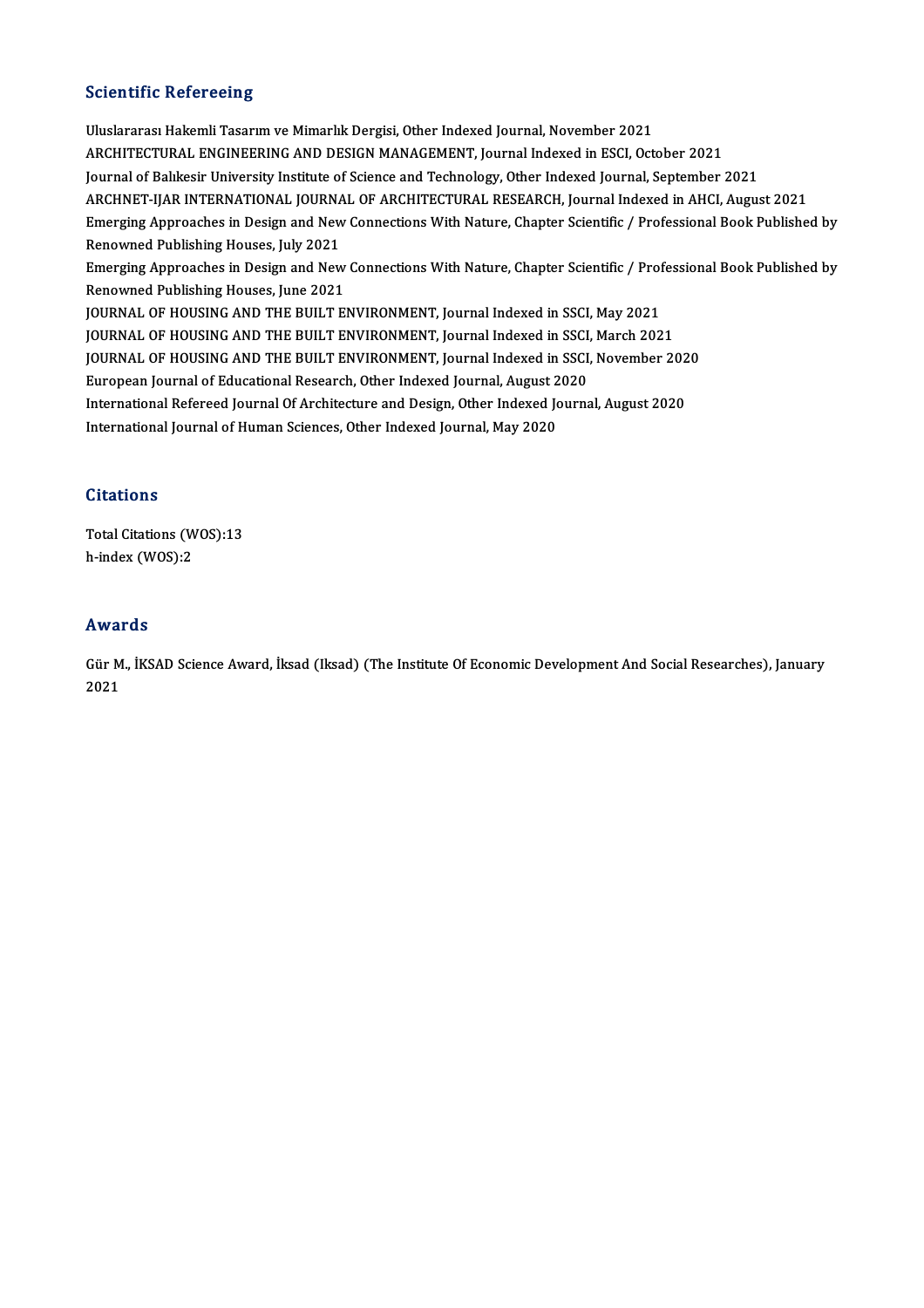## Scientific Refereeing

Uluslararası Hakemli Tasarım ve Mimarlık Dergisi, Other Indexed Journal, November 2021
ARCHITECTURAL ENGINEERING AND DESIGN MANAGEMENT, Journal Indexed in ESCI, October 2021
Journal of Balıkesir University Institute of Science and Technology, Other Indexed Journal, September 2021
ARCHNET-IJAR INTERNATIONAL JOURNAL OF ARCHITECTURAL RESEARCH, Journal Indexed in AHCI, August 2021
Emerging Approaches in Design and New Connections With Nature, Chapter Scientific / Professional Book Published by Renowned Publishing Houses, July 2021
Emerging Approaches in Design and New Connections With Nature, Chapter Scientific / Professional Book Published by Renowned Publishing Houses, June 2021
JOURNAL OF HOUSING AND THE BUILT ENVIRONMENT, Journal Indexed in SSCI, May 2021
JOURNAL OF HOUSING AND THE BUILT ENVIRONMENT, Journal Indexed in SSCI, March 2021
JOURNAL OF HOUSING AND THE BUILT ENVIRONMENT, Journal Indexed in SSCI, November 2020
European Journal of Educational Research, Other Indexed Journal, August 2020
International Refereed Journal Of Architecture and Design, Other Indexed Journal, August 2020
International Journal of Human Sciences, Other Indexed Journal, May 2020

## Citations

Total Citations (WOS):13
h-index (WOS):2

## Awards

Gür M., İKSAD Science Award, İksad (Iksad) (The Institute Of Economic Development And Social Researches), January 2021